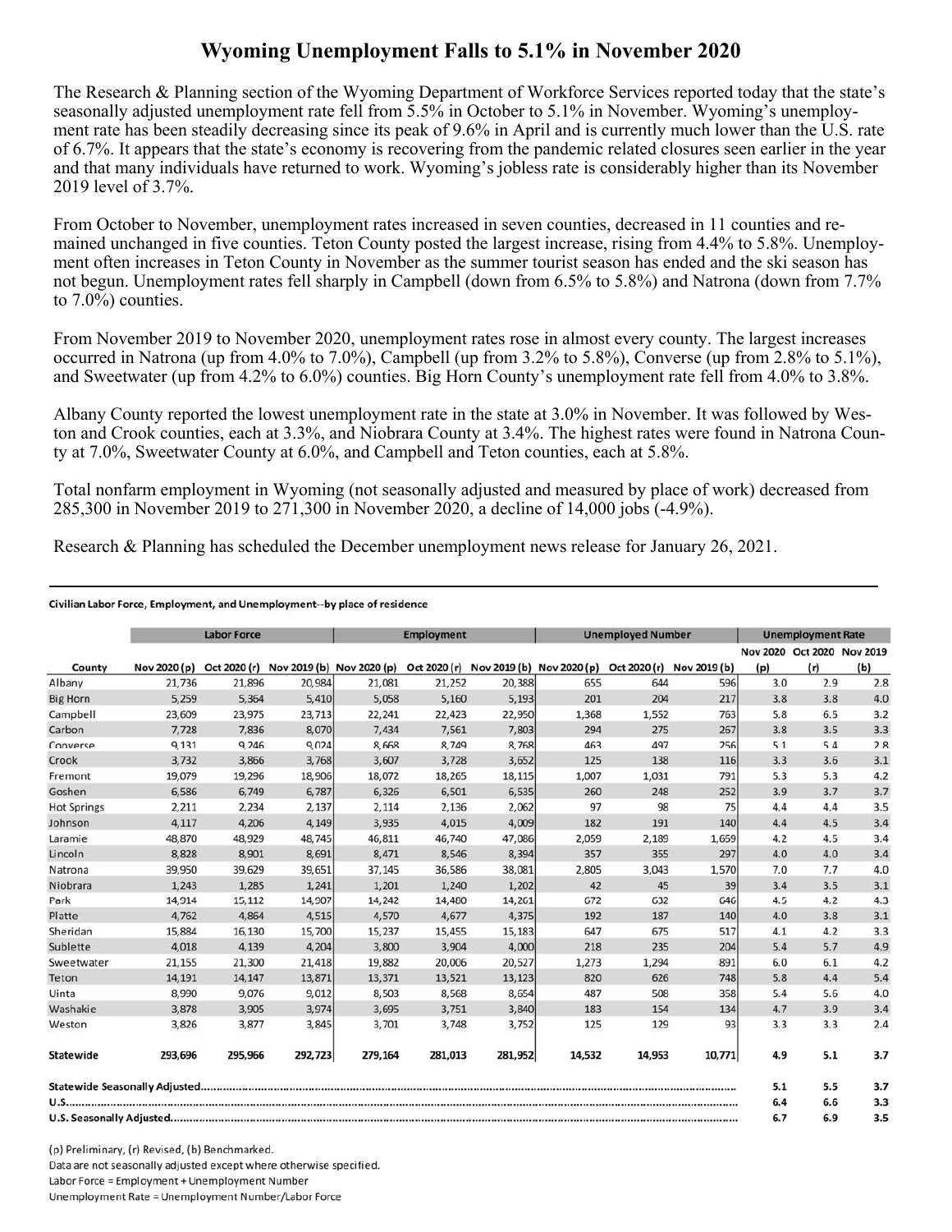# Wyoming Unemployment Falls to 5.1% in November 2020

The Research & Planning section of the Wyoming Department of Workforce Services reported today that the state's seasonally adjusted unemployment rate fell from 5.5% in October to 5.1% in November. Wyoming's unemployment rate has been steadily decreasing since its peak of 9.6% in April and is currently much lower than the U.S. rate of 6.7%. It appears that the state's economy is recovering from the pandemic related closures seen earlier in the year and that many individuals have returned to work. Wyoming's jobless rate is considerably higher than its November 2019 level of 3.7%.

From October to November, unemployment rates increased in seven counties, decreased in 11 counties and remained unchanged in five counties. Teton County posted the largest increase, rising from 4.4% to 5.8%. Unemployment often increases in Teton County in November as the summer tourist season has ended and the ski season has not begun. Unemployment rates fell sharply in Campbell (down from 6.5% to 5.8%) and Natrona (down from 7.7% to 7.0%) counties.

From November 2019 to November 2020, unemployment rates rose in almost every county. The largest increases occurred in Natrona (up from 4.0% to 7.0%), Campbell (up from 3.2% to 5.8%), Converse (up from 2.8% to 5.1%), and Sweetwater (up from 4.2% to 6.0%) counties. Big Horn County's unemployment rate fell from 4.0% to 3.8%.

Albany County reported the lowest unemployment rate in the state at 3.0% in November. It was followed by Weston and Crook counties, each at 3.3%, and Niobrara County at 3.4%. The highest rates were found in Natrona County at 7.0%, Sweetwater County at 6.0%, and Campbell and Teton counties, each at 5.8%.

Total nonfarm employment in Wyoming (not seasonally adjusted and measured by place of work) decreased from 285,300 in November 2019 to 271,300 in November 2020, a decline of 14,000 jobs (-4.9%).

Research & Planning has scheduled the December unemployment news release for January 26, 2021.

---

**Civilian Labor Force, Employment, and Unemployment--by place of residence**

| County | Labor Force | | | Employment | | | Unemployed Number | | | Unemployment Rate | | |
|---|---|---|---|---|---|---|---|---|---|---|---|---|
| | Nov 2020 (p) | Oct 2020 (r) | Nov 2019 (b) | Nov 2020 (p) | Oct 2020 (r) | Nov 2019 (b) | Nov 2020 (p) | Oct 2020 (r) | Nov 2019 (b) | Nov 2020 (p) | Oct 2020 (r) | Nov 2019 (b) |
| Albany | 21,736 | 21,896 | 20,984 | 21,081 | 21,252 | 20,388 | 655 | 644 | 596 | 3.0 | 2.9 | 2.8 |
| Big Horn | 5,259 | 5,364 | 5,410 | 5,058 | 5,160 | 5,193 | 201 | 204 | 217 | 3.8 | 3.8 | 4.0 |
| Campbell | 23,609 | 23,975 | 23,713 | 22,241 | 22,423 | 22,950 | 1,368 | 1,552 | 763 | 5.8 | 6.5 | 3.2 |
| Carbon | 7,728 | 7,836 | 8,070 | 7,434 | 7,561 | 7,803 | 294 | 275 | 267 | 3.8 | 3.5 | 3.3 |
| Converse | 9,131 | 9,246 | 9,024 | 8,668 | 8,749 | 8,768 | 463 | 497 | 256 | 5.1 | 5.4 | 2.8 |
| Crook | 3,732 | 3,866 | 3,768 | 3,607 | 3,728 | 3,652 | 125 | 138 | 116 | 3.3 | 3.6 | 3.1 |
| Fremont | 19,079 | 19,296 | 18,906 | 18,072 | 18,265 | 18,115 | 1,007 | 1,031 | 791 | 5.3 | 5.3 | 4.2 |
| Goshen | 6,586 | 6,749 | 6,787 | 6,326 | 6,501 | 6,535 | 260 | 248 | 252 | 3.9 | 3.7 | 3.7 |
| Hot Springs | 2,211 | 2,234 | 2,137 | 2,114 | 2,136 | 2,062 | 97 | 98 | 75 | 4.4 | 4.4 | 3.5 |
| Johnson | 4,117 | 4,206 | 4,149 | 3,935 | 4,015 | 4,009 | 182 | 191 | 140 | 4.4 | 4.5 | 3.4 |
| Laramie | 48,870 | 48,929 | 48,745 | 46,811 | 46,740 | 47,086 | 2,059 | 2,189 | 1,659 | 4.2 | 4.5 | 3.4 |
| Lincoln | 8,828 | 8,901 | 8,691 | 8,471 | 8,546 | 8,394 | 357 | 355 | 297 | 4.0 | 4.0 | 3.4 |
| Natrona | 39,950 | 39,629 | 39,651 | 37,145 | 36,586 | 38,081 | 2,805 | 3,043 | 1,570 | 7.0 | 7.7 | 4.0 |
| Niobrara | 1,243 | 1,285 | 1,241 | 1,201 | 1,240 | 1,202 | 42 | 45 | 39 | 3.4 | 3.5 | 3.1 |
| Park | 14,914 | 15,112 | 14,907 | 14,242 | 14,480 | 14,261 | 672 | 632 | 646 | 4.5 | 4.2 | 4.3 |
| Platte | 4,762 | 4,864 | 4,515 | 4,570 | 4,677 | 4,375 | 192 | 187 | 140 | 4.0 | 3.8 | 3.1 |
| Sheridan | 15,884 | 16,130 | 15,700 | 15,237 | 15,455 | 15,183 | 647 | 675 | 517 | 4.1 | 4.2 | 3.3 |
| Sublette | 4,018 | 4,139 | 4,204 | 3,800 | 3,904 | 4,000 | 218 | 235 | 204 | 5.4 | 5.7 | 4.9 |
| Sweetwater | 21,155 | 21,300 | 21,418 | 19,882 | 20,006 | 20,527 | 1,273 | 1,294 | 891 | 6.0 | 6.1 | 4.2 |
| Teton | 14,191 | 14,147 | 13,871 | 13,371 | 13,521 | 13,123 | 820 | 626 | 748 | 5.8 | 4.4 | 5.4 |
| Uinta | 8,990 | 9,076 | 9,012 | 8,503 | 8,568 | 8,654 | 487 | 508 | 358 | 5.4 | 5.6 | 4.0 |
| Washakie | 3,878 | 3,905 | 3,974 | 3,695 | 3,751 | 3,840 | 183 | 154 | 134 | 4.7 | 3.9 | 3.4 |
| Weston | 3,826 | 3,877 | 3,845 | 3,701 | 3,748 | 3,752 | 125 | 129 | 93 | 3.3 | 3.3 | 2.4 |
| **Statewide** | **293,696** | **295,966** | **292,723** | **279,164** | **281,013** | **281,952** | **14,532** | **14,953** | **10,771** | **4.9** | **5.1** | **3.7** |
| **Statewide Seasonally Adjusted** | | | | | | | | | | **5.1** | **5.5** | **3.7** |
| **U.S.** | | | | | | | | | | **6.4** | **6.6** | **3.3** |
| **U.S. Seasonally Adjusted** | | | | | | | | | | **6.7** | **6.9** | **3.5** |

(p) Preliminary, (r) Revised, (b) Benchmarked.
Data are not seasonally adjusted except where otherwise specified.
Labor Force = Employment + Unemployment Number
Unemployment Rate = Unemployment Number/Labor Force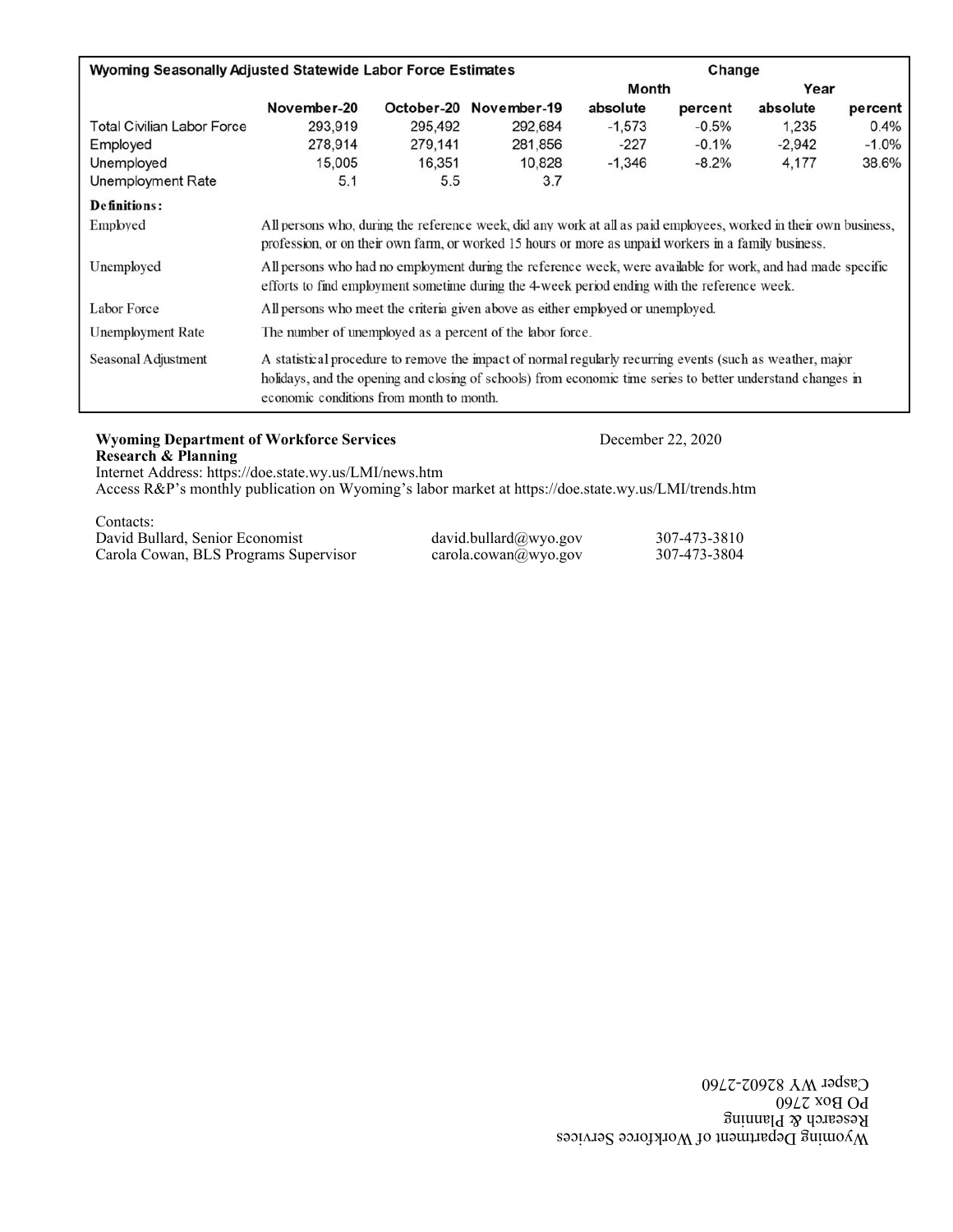| Wyoming Seasonally Adjusted Statewide Labor Force Estimates | | | | Change | | | |
|---|---|---|---|---|---|---|---|
| | | | | Month | | Year | |
| | November-20 | October-20 | November-19 | absolute | percent | absolute | percent |
| Total Civilian Labor Force | 293,919 | 295,492 | 292,684 | -1,573 | -0.5% | 1,235 | 0.4% |
| Employed | 278,914 | 279,141 | 281,856 | -227 | -0.1% | -2,942 | -1.0% |
| Unemployed | 15,005 | 16,351 | 10,828 | -1,346 | -8.2% | 4,177 | 38.6% |
| Unemployment Rate | 5.1 | 5.5 | 3.7 | | | | |

**Definitions:**

| | |
|---|---|
| Employed | All persons who, during the reference week, did any work at all as paid employees, worked in their own business, profession, or on their own farm, or worked 15 hours or more as unpaid workers in a family business. |
| Unemployed | All persons who had no employment during the reference week, were available for work, and had made specific efforts to find employment sometime during the 4-week period ending with the reference week. |
| Labor Force | All persons who meet the criteria given above as either employed or unemployed. |
| Unemployment Rate | The number of unemployed as a percent of the labor force. |
| Seasonal Adjustment | A statistical procedure to remove the impact of normal regularly recurring events (such as weather, major holidays, and the opening and closing of schools) from economic time series to better understand changes in economic conditions from month to month. |

**Wyoming Department of Workforce Services**
**Research & Planning**

December 22, 2020

Internet Address: https://doe.state.wy.us/LMI/news.htm
Access R&P's monthly publication on Wyoming's labor market at https://doe.state.wy.us/LMI/trends.htm

Contacts:

| | | |
|---|---|---|
| David Bullard, Senior Economist | david.bullard@wyo.gov | 307-473-3810 |
| Carola Cowan, BLS Programs Supervisor | carola.cowan@wyo.gov | 307-473-3804 |

Wyoming Department of Workforce Services
Research & Planning
PO Box 2760
Casper WY 82602-2760